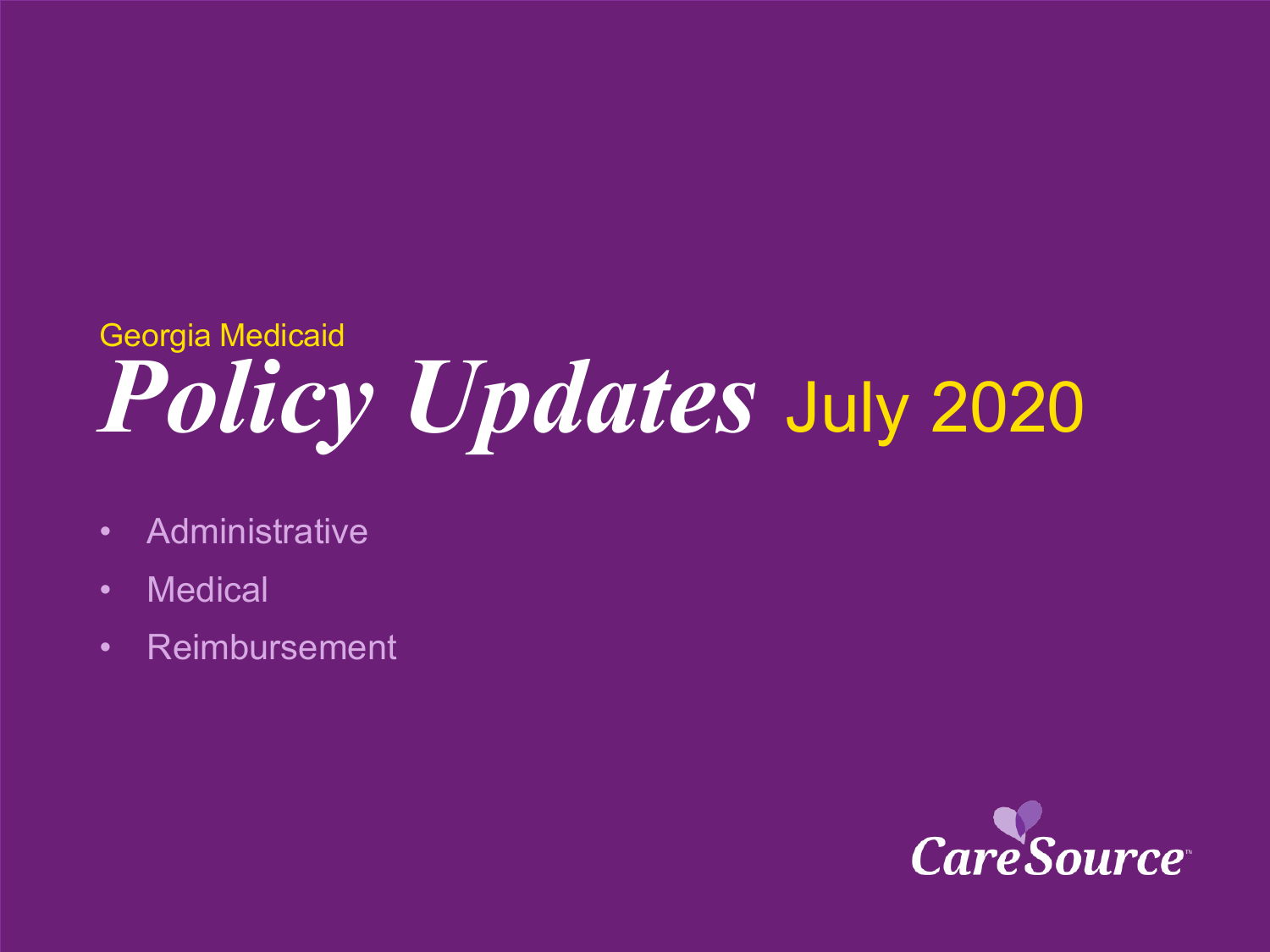Georgia Medicaid

# *Policy Updates* July 2020

- Administrative
- Medical
- Reimbursement

CareSource™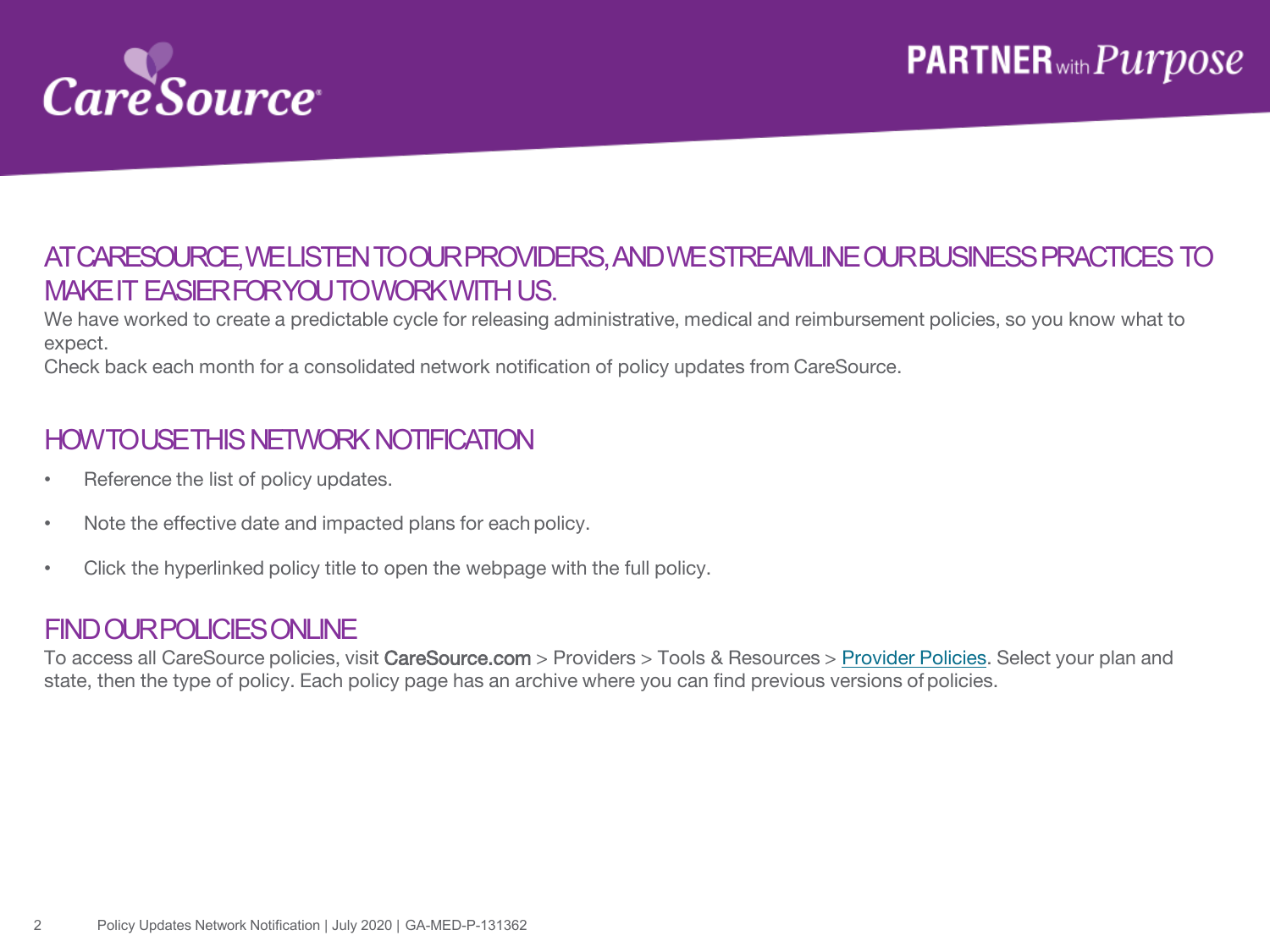## AT CARESOURCE, WE LISTEN TO OUR PROVIDERS, AND WE STREAMLINE OUR BUSINESS PRACTICES TO MAKE IT EASIER FOR YOU TO WORK WITH US.

We have worked to create a predictable cycle for releasing administrative, medical and reimbursement policies, so you know what to expect.

Check back each month for a consolidated network notification of policy updates from CareSource.

## HOW TO USE THIS NETWORK NOTIFICATION

- Reference the list of policy updates.
- Note the effective date and impacted plans for each policy.
- Click the hyperlinked policy title to open the webpage with the full policy.

## FIND OUR POLICIES ONLINE

To access all CareSource policies, visit CareSource.com > Providers > Tools & Resources > Provider Policies. Select your plan and state, then the type of policy. Each policy page has an archive where you can find previous versions of policies.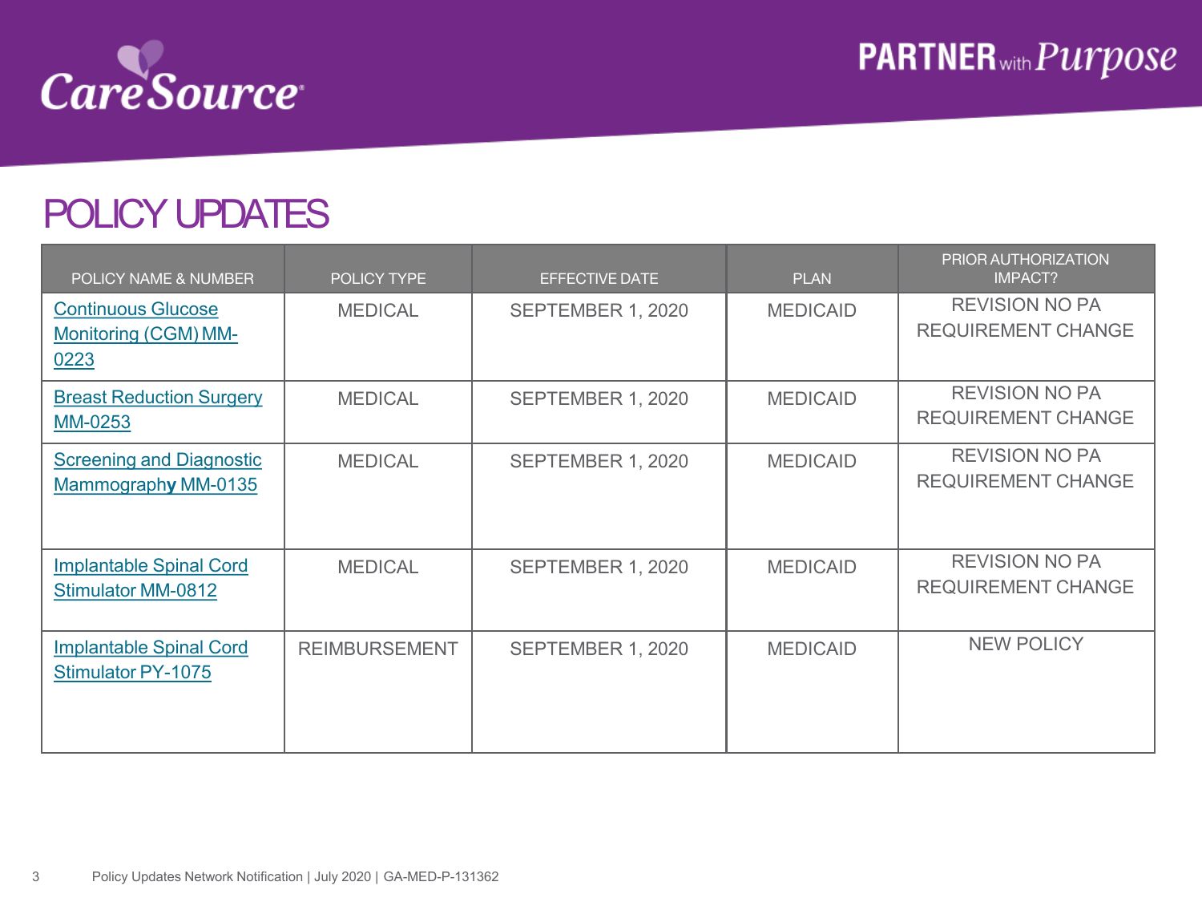# POLICY UPDATES

| POLICY NAME & NUMBER | POLICY TYPE | EFFECTIVE DATE | PLAN | PRIOR AUTHORIZATION IMPACT? |
|---|---|---|---|---|
| Continuous Glucose Monitoring (CGM) MM-0223 | MEDICAL | SEPTEMBER 1, 2020 | MEDICAID | REVISION NO PA REQUIREMENT CHANGE |
| Breast Reduction Surgery MM-0253 | MEDICAL | SEPTEMBER 1, 2020 | MEDICAID | REVISION NO PA REQUIREMENT CHANGE |
| Screening and Diagnostic Mammography MM-0135 | MEDICAL | SEPTEMBER 1, 2020 | MEDICAID | REVISION NO PA REQUIREMENT CHANGE |
| Implantable Spinal Cord Stimulator MM-0812 | MEDICAL | SEPTEMBER 1, 2020 | MEDICAID | REVISION NO PA REQUIREMENT CHANGE |
| Implantable Spinal Cord Stimulator PY-1075 | REIMBURSEMENT | SEPTEMBER 1, 2020 | MEDICAID | NEW POLICY |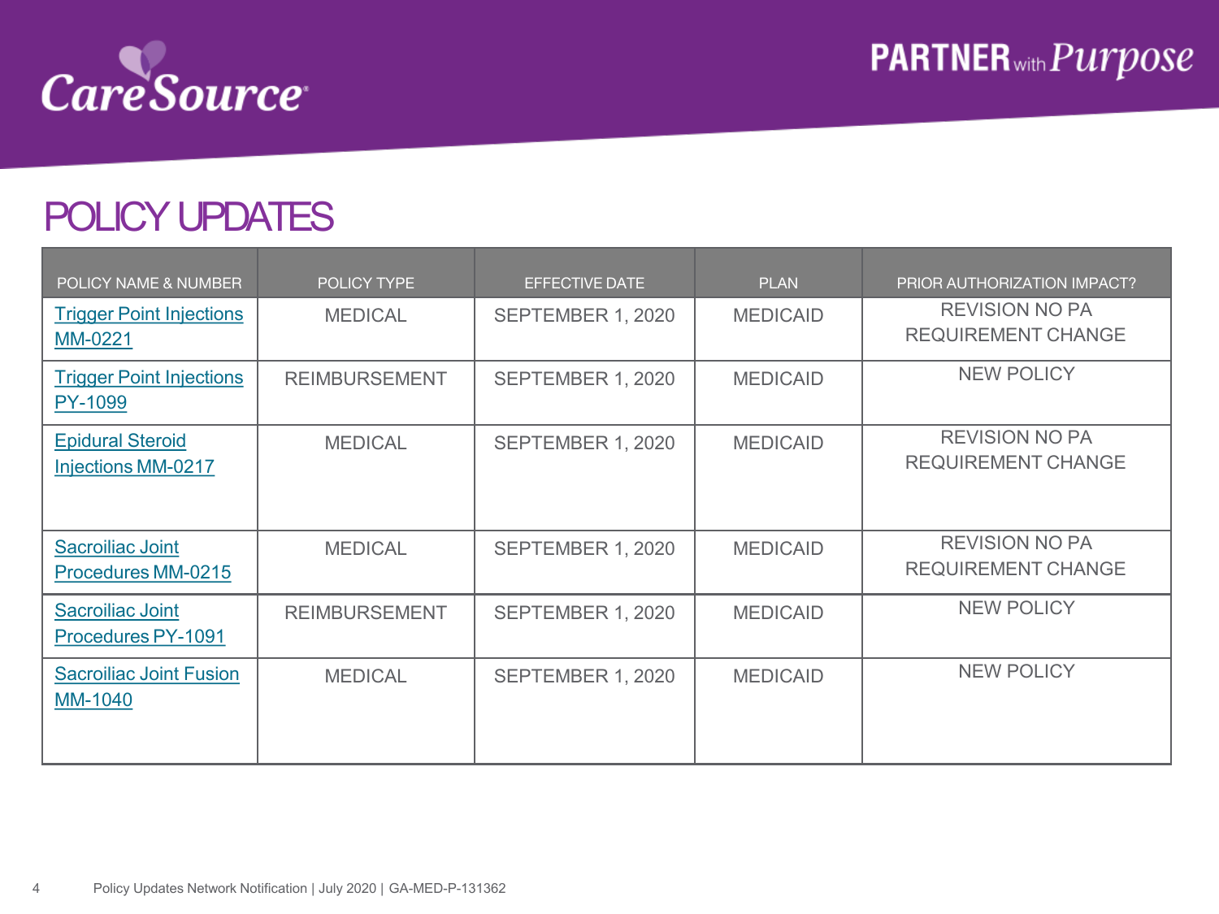# POLICY UPDATES

| POLICY NAME & NUMBER | POLICY TYPE | EFFECTIVE DATE | PLAN | PRIOR AUTHORIZATION IMPACT? |
|---|---|---|---|---|
| Trigger Point Injections MM-0221 | MEDICAL | SEPTEMBER 1, 2020 | MEDICAID | REVISION NO PA REQUIREMENT CHANGE |
| Trigger Point Injections PY-1099 | REIMBURSEMENT | SEPTEMBER 1, 2020 | MEDICAID | NEW POLICY |
| Epidural Steroid Injections MM-0217 | MEDICAL | SEPTEMBER 1, 2020 | MEDICAID | REVISION NO PA REQUIREMENT CHANGE |
| Sacroiliac Joint Procedures MM-0215 | MEDICAL | SEPTEMBER 1, 2020 | MEDICAID | REVISION NO PA REQUIREMENT CHANGE |
| Sacroiliac Joint Procedures PY-1091 | REIMBURSEMENT | SEPTEMBER 1, 2020 | MEDICAID | NEW POLICY |
| Sacroiliac Joint Fusion MM-1040 | MEDICAL | SEPTEMBER 1, 2020 | MEDICAID | NEW POLICY |

Policy Updates Network Notification | July 2020 | GA-MED-P-131362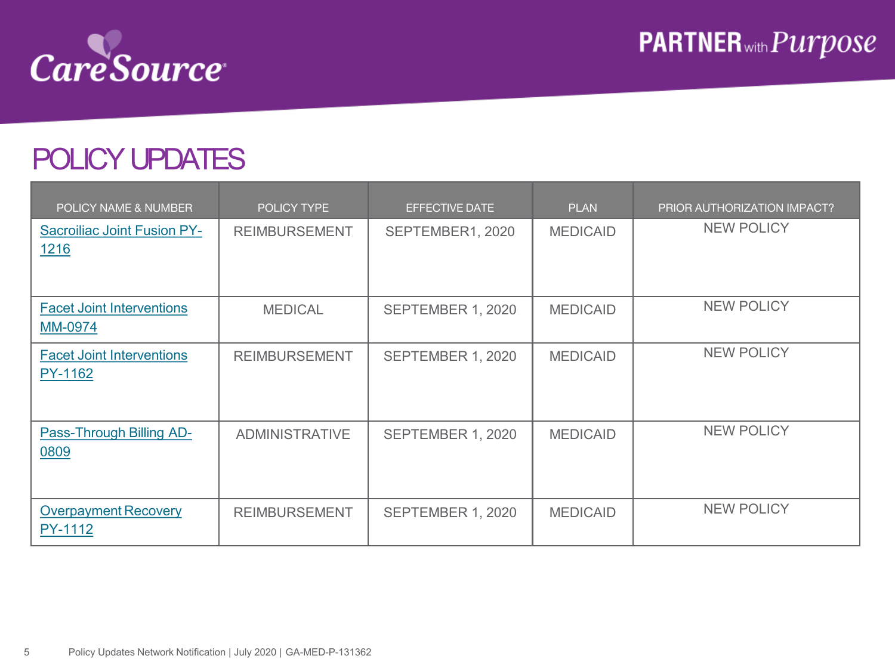# POLICY UPDATES

| POLICY NAME & NUMBER | POLICY TYPE | EFFECTIVE DATE | PLAN | PRIOR AUTHORIZATION IMPACT? |
|---|---|---|---|---|
| Sacroiliac Joint Fusion PY-1216 | REIMBURSEMENT | SEPTEMBER1, 2020 | MEDICAID | NEW POLICY |
| Facet Joint Interventions MM-0974 | MEDICAL | SEPTEMBER 1, 2020 | MEDICAID | NEW POLICY |
| Facet Joint Interventions PY-1162 | REIMBURSEMENT | SEPTEMBER 1, 2020 | MEDICAID | NEW POLICY |
| Pass-Through Billing AD-0809 | ADMINISTRATIVE | SEPTEMBER 1, 2020 | MEDICAID | NEW POLICY |
| Overpayment Recovery PY-1112 | REIMBURSEMENT | SEPTEMBER 1, 2020 | MEDICAID | NEW POLICY |